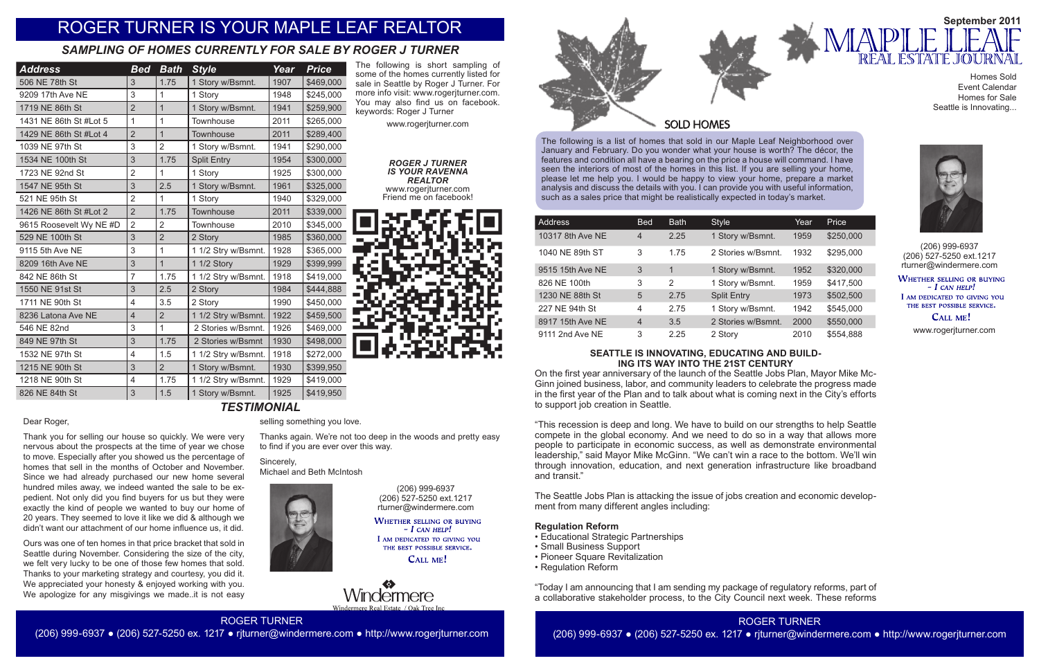# ROGER TURNER IS YOUR MAPLE LEAF REALTOR

## *SAMPLING OF HOMES CURRENTLY FOR SALE BY ROGER J TURNER*

| Address | Bed | Bath | Style | Year | Price |
|---|---|---|---|---|---|
| 506 NE 78th St | 3 | 1.75 | 1 Story w/Bsmt. | 1907 | $469,000 |
| 9209 17th Ave NE | 3 | 1 | 1 Story | 1948 | $245,000 |
| 1719 NE 86th St | 2 | 1 | 1 Story w/Bsmt. | 1941 | $259,900 |
| 1431 NE 86th St #Lot 5 | 1 | 1 | Townhouse | 2011 | $265,000 |
| 1429 NE 86th St #Lot 4 | 2 | 1 | Townhouse | 2011 | $289,400 |
| 1039 NE 97th St | 3 | 2 | 1 Story w/Bsmt. | 1941 | $290,000 |
| 1534 NE 100th St | 3 | 1.75 | Split Entry | 1954 | $300,000 |
| 1723 NE 92nd St | 2 | 1 | 1 Story | 1925 | $300,000 |
| 1547 NE 95th St | 3 | 2.5 | 1 Story w/Bsmt. | 1961 | $325,000 |
| 521 NE 95th St | 2 | 1 | 1 Story | 1940 | $329,000 |
| 1426 NE 86th St #Lot 2 | 2 | 1.75 | Townhouse | 2011 | $339,000 |
| 9615 Roosevelt Wy NE #D | 2 | 2 | Townhouse | 2010 | $345,000 |
| 529 NE 100th St | 3 | 2 | 2 Story | 1985 | $360,000 |
| 9115 5th Ave NE | 3 | 1 | 1 1/2 Stry w/Bsmnt. | 1928 | $365,000 |
| 8209 16th Ave NE | 3 | 1 | 1 1/2 Story | 1929 | $399,999 |
| 842 NE 86th St | 7 | 1.75 | 1 1/2 Stry w/Bsmnt. | 1918 | $419,000 |
| 1550 NE 91st St | 3 | 2.5 | 2 Story | 1984 | $444,888 |
| 1711 NE 90th St | 4 | 3.5 | 2 Story | 1990 | $450,000 |
| 8236 Latona Ave NE | 4 | 2 | 1 1/2 Stry w/Bsmnt. | 1922 | $459,500 |
| 546 NE 82nd | 3 | 1 | 2 Stories w/Bsmnt. | 1926 | $469,000 |
| 849 NE 97th St | 3 | 1.75 | 2 Stories w/Bsmnt | 1930 | $498,000 |
| 1532 NE 97th St | 4 | 1.5 | 1 1/2 Stry w/Bsmnt. | 1918 | $272,000 |
| 1215 NE 90th St | 3 | 2 | 1 Story w/Bsmnt. | 1930 | $399,950 |
| 1218 NE 90th St | 4 | 1.75 | 1 1/2 Stry w/Bsmnt. | 1929 | $419,000 |
| 826 NE 84th St | 3 | 1.5 | 1 Story w/Bsmnt. | 1925 | $419,950 |

The following is short sampling of some of the homes currently listed for sale in Seattle by Roger J Turner. For more info visit: www.rogerjturner.com. You may also find us on facebook. keywords: Roger J Turner

www.rogerjturner.com

***ROGER J TURNER IS YOUR RAVENNA REALTOR***
www.rogerjturner.com
Friend me on facebook!

## *TESTIMONIAL*

Dear Roger,

Thank you for selling our house so quickly. We were very nervous about the prospects at the time of year we chose to move. Especially after you showed us the percentage of homes that sell in the months of October and November. Since we had already purchased our new home several hundred miles away, we indeed wanted the sale to be expedient. Not only did you find buyers for us but they were exactly the kind of people we wanted to buy our home of 20 years. They seemed to love it like we did & although we didn't want our attachment of our home influence us, it did.

Ours was one of ten homes in that price bracket that sold in Seattle during November. Considering the size of the city, we felt very lucky to be one of those few homes that sold. Thanks to your marketing strategy and courtesy, you did it. We appreciated your honesty & enjoyed working with you. We apologize for any misgivings we made..it is not easy selling something you love.

Thanks again. We're not too deep in the woods and pretty easy to find if you are ever over this way.

Sincerely,
Michael and Beth McIntosh

(206) 999-6937
(206) 527-5250 ext.1217
rturner@windermere.com

WHETHER SELLING OR BUYING – *I CAN HELP!*
I AM DEDICATED TO GIVING YOU THE BEST POSSIBLE SERVICE.
CALL ME!

Windermere
Windermere Real Estate / Oak Tree Inc

ROGER TURNER
(206) 999-6937 ● (206) 527-5250 ex. 1217 ● rjturner@windermere.com ● http://www.rogerjturner.com

# MAPLE LEAF REAL ESTATE JOURNAL

September 2011

Homes Sold
Event Calendar
Homes for Sale
Seattle is Innovating...

## SOLD HOMES

The following is a list of homes that sold in our Maple Leaf Neighborhood over January and February. Do you wonder what your house is worth? The décor, the features and condition all have a bearing on the price a house will command. I have seen the interiors of most of the homes in this list. If you are selling your home, please let me help you. I would be happy to view your home, prepare a market analysis and discuss the details with you. I can provide you with useful information, such as a sales price that might be realistically expected in today's market.

| Address | Bed | Bath | Style | Year | Price |
|---|---|---|---|---|---|
| 10317 8th Ave NE | 4 | 2.25 | 1 Story w/Bsmnt. | 1959 | $250,000 |
| 1040 NE 89th ST | 3 | 1.75 | 2 Stories w/Bsmnt. | 1932 | $295,000 |
| 9515 15th Ave NE | 3 | 1 | 1 Story w/Bsmnt. | 1952 | $320,000 |
| 826 NE 100th | 3 | 2 | 1 Story w/Bsmnt. | 1959 | $417,500 |
| 1230 NE 88th St | 5 | 2.75 | Split Entry | 1973 | $502,500 |
| 227 NE 94th St | 4 | 2.75 | 1 Story w/Bsmnt. | 1942 | $545,000 |
| 8917 15th Ave NE | 4 | 3.5 | 2 Stories w/Bsmnt. | 2000 | $550,000 |
| 9111 2nd Ave NE | 3 | 2.25 | 2 Story | 2010 | $554,888 |

### SEATTLE IS INNOVATING, EDUCATING AND BUILDING ITS WAY INTO THE 21ST CENTURY

On the first year anniversary of the launch of the Seattle Jobs Plan, Mayor Mike McGinn joined business, labor, and community leaders to celebrate the progress made in the first year of the Plan and to talk about what is coming next in the City's efforts to support job creation in Seattle.

"This recession is deep and long. We have to build on our strengths to help Seattle compete in the global economy. And we need to do so in a way that allows more people to participate in economic success, as well as demonstrate environmental leadership," said Mayor Mike McGinn. "We can't win a race to the bottom. We'll win through innovation, education, and next generation infrastructure like broadband and transit."

The Seattle Jobs Plan is attacking the issue of jobs creation and economic development from many different angles including:

**Regulation Reform**
- Educational Strategic Partnerships
- Small Business Support
- Pioneer Square Revitalization
- Regulation Reform

"Today I am announcing that I am sending my package of regulatory reforms, part of a collaborative stakeholder process, to the City Council next week. These reforms

(206) 999-6937
(206) 527-5250 ext.1217
rturner@windermere.com

WHETHER SELLING OR BUYING – *I CAN HELP!*
I AM DEDICATED TO GIVING YOU THE BEST POSSIBLE SERVICE.
CALL ME!

www.rogerjturner.com

ROGER TURNER
(206) 999-6937 ● (206) 527-5250 ex. 1217 ● rjturner@windermere.com ● http://www.rogerjturner.com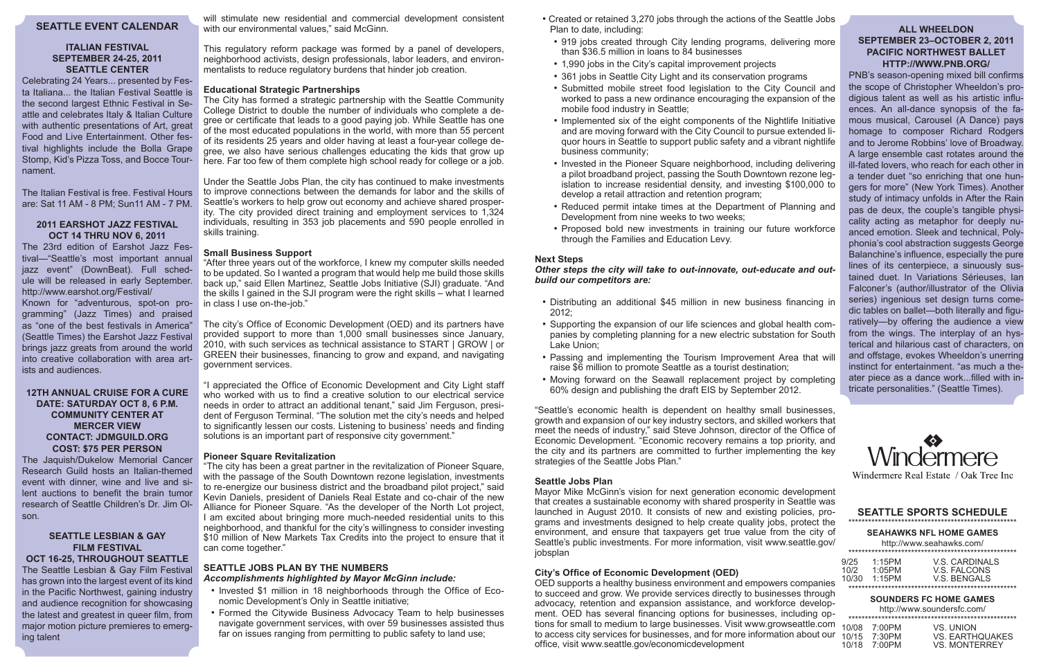## SEATTLE EVENT CALENDAR

### ITALIAN FESTIVAL
### SEPTEMBER 24-25, 2011
### SEATTLE CENTER

Celebrating 24 Years... presented by Festa Italiana... the Italian Festival Seattle is the second largest Ethnic Festival in Seattle and celebrates Italy & Italian Culture with authentic presentations of Art, great Food and Live Entertainment. Other festival highlights include the Bolla Grape Stomp, Kid's Pizza Toss, and Bocce Tournament.

The Italian Festival is free. Festival Hours are: Sat 11 AM - 8 PM; Sun11 AM - 7 PM.

### 2011 EARSHOT JAZZ FESTIVAL
### OCT 14 THRU NOV 6, 2011

The 23rd edition of Earshot Jazz Festival—"Seattle's most important annual jazz event" (DownBeat). Full schedule will be released in early September. http://www.earshot.org/Festival/

Known for "adventurous, spot-on programming" (Jazz Times) and praised as "one of the best festivals in America" (Seattle Times) the Earshot Jazz Festival brings jazz greats from around the world into creative collaboration with area artists and audiences.

### 12TH ANNUAL CRUISE FOR A CURE
### DATE: SATURDAY OCT 8, 6 P.M.
### COMMUNITY CENTER AT MERCER VIEW
### CONTACT: JDMGUILD.ORG
### COST: $75 PER PERSON

The Jaquish/Dukelow Memorial Cancer Research Guild hosts an Italian-themed event with dinner, wine and live and silent auctions to benefit the brain tumor research of Seattle Children's Dr. Jim Olson.

### SEATTLE LESBIAN & GAY FILM FESTIVAL
### OCT 16-25, THROUGHOUT SEATTLE

The Seattle Lesbian & Gay Film Festival has grown into the largest event of its kind in the Pacific Northwest, gaining industry and audience recognition for showcasing the latest and greatest in queer film, from major motion picture premieres to emerging talent

will stimulate new residential and commercial development consistent with our environmental values," said McGinn.

This regulatory reform package was formed by a panel of developers, neighborhood activists, design professionals, labor leaders, and environmentalists to reduce regulatory burdens that hinder job creation.

### Educational Strategic Partnerships

The City has formed a strategic partnership with the Seattle Community College District to double the number of individuals who complete a degree or certificate that leads to a good paying job. While Seattle has one of the most educated populations in the world, with more than 55 percent of its residents 25 years and older having at least a four-year college degree, we also have serious challenges educating the kids that grow up here. Far too few of them complete high school ready for college or a job.

Under the Seattle Jobs Plan, the city has continued to make investments to improve connections between the demands for labor and the skills of Seattle's workers to help grow out economy and achieve shared prosperity. The city provided direct training and employment services to 1,324 individuals, resulting in 353 job placements and 590 people enrolled in skills training.

### Small Business Support

"After three years out of the workforce, I knew my computer skills needed to be updated. So I wanted a program that would help me build those skills back up," said Ellen Martinez, Seattle Jobs Initiative (SJI) graduate. "And the skills I gained in the SJI program were the right skills – what I learned in class I use on-the-job."

The city's Office of Economic Development (OED) and its partners have provided support to more than 1,000 small businesses since January, 2010, with such services as technical assistance to START | GROW | or GREEN their businesses, financing to grow and expand, and navigating government services.

"I appreciated the Office of Economic Development and City Light staff who worked with us to find a creative solution to our electrical service needs in order to attract an additional tenant," said Jim Ferguson, president of Ferguson Terminal. "The solution met the city's needs and helped to significantly lessen our costs. Listening to business' needs and finding solutions is an important part of responsive city government."

### Pioneer Square Revitalization

"The city has been a great partner in the revitalization of Pioneer Square, with the passage of the South Downtown rezone legislation, investments to re-energize our business district and the broadband pilot project," said Kevin Daniels, president of Daniels Real Estate and co-chair of the new Alliance for Pioneer Square. "As the developer of the North Lot project, I am excited about bringing more much-needed residential units to this neighborhood, and thankful for the city's willingness to consider investing $10 million of New Markets Tax Credits into the project to ensure that it can come together."

### SEATTLE JOBS PLAN BY THE NUMBERS

***Accomplishments highlighted by Mayor McGinn include:***

- Invested $1 million in 18 neighborhoods through the Office of Economic Development's Only in Seattle initiative;
- Formed the Citywide Business Advocacy Team to help businesses navigate government services, with over 59 businesses assisted thus far on issues ranging from permitting to public safety to land use;
- Created or retained 3,270 jobs through the actions of the Seattle Jobs Plan to date, including:
  - 919 jobs created through City lending programs, delivering more than $36.5 million in loans to 84 businesses
  - 1,990 jobs in the City's capital improvement projects
  - 361 jobs in Seattle City Light and its conservation programs
  - Submitted mobile street food legislation to the City Council and worked to pass a new ordinance encouraging the expansion of the mobile food industry in Seattle;
  - Implemented six of the eight components of the Nightlife Initiative and are moving forward with the City Council to pursue extended liquor hours in Seattle to support public safety and a vibrant nightlife business community;
  - Invested in the Pioneer Square neighborhood, including delivering a pilot broadband project, passing the South Downtown rezone legislation to increase residential density, and investing $100,000 to develop a retail attraction and retention program;
  - Reduced permit intake times at the Department of Planning and Development from nine weeks to two weeks;
  - Proposed bold new investments in training our future workforce through the Families and Education Levy.

### Next Steps

***Other steps the city will take to out-innovate, out-educate and out-build our competitors are:***

- Distributing an additional $45 million in new business financing in 2012;
- Supporting the expansion of our life sciences and global health companies by completing planning for a new electric substation for South Lake Union;
- Passing and implementing the Tourism Improvement Area that will raise $6 million to promote Seattle as a tourist destination;
- Moving forward on the Seawall replacement project by completing 60% design and publishing the draft EIS by September 2012.

"Seattle's economic health is dependent on healthy small businesses, growth and expansion of our key industry sectors, and skilled workers that meet the needs of industry," said Steve Johnson, director of the Office of Economic Development. "Economic recovery remains a top priority, and the city and its partners are committed to further implementing the key strategies of the Seattle Jobs Plan."

### Seattle Jobs Plan

Mayor Mike McGinn's vision for next generation economic development that creates a sustainable economy with shared prosperity in Seattle was launched in August 2010. It consists of new and existing policies, programs and investments designed to help create quality jobs, protect the environment, and ensure that taxpayers get true value from the city of Seattle's public investments. For more information, visit www.seattle.gov/jobsplan

### City's Office of Economic Development (OED)

OED supports a healthy business environment and empowers companies to succeed and grow. We provide services directly to businesses through advocacy, retention and expansion assistance, and workforce development. OED has several financing options for businesses, including options for small to medium to large businesses. Visit www.growseattle.com to access city services for businesses, and for more information about our office, visit www.seattle.gov/economicdevelopment

### ALL WHEELDON
### SEPTEMBER 23–OCTOBER 2, 2011
### PACIFIC NORTHWEST BALLET
### HTTP://WWW.PNB.ORG/

PNB's season-opening mixed bill confirms the scope of Christopher Wheeldon's prodigious talent as well as his artistic influences. An all-dance synopsis of the famous musical, Carousel (A Dance) pays homage to composer Richard Rodgers and to Jerome Robbins' love of Broadway. A large ensemble cast rotates around the ill-fated lovers, who reach for each other in a tender duet "so enriching that one hungers for more" (New York Times). Another study of intimacy unfolds in After the Rain pas de deux, the couple's tangible physicality acting as metaphor for deeply nuanced emotion. Sleek and technical, Polyphonia's cool abstraction suggests George Balanchine's influence, especially the pure lines of its centerpiece, a sinuously sustained duet. In Variations Sérieuses, Ian Falconer's (author/illustrator of the Olivia series) ingenious set design turns comedic tables on ballet—both literally and figuratively—by offering the audience a view from the wings. The interplay of an hysterical and hilarious cast of characters, on and offstage, evokes Wheeldon's unerring instinct for entertainment. "as much a theater piece as a dance work...filled with intricate personalities." (Seattle Times).

Windermere

Windermere Real Estate / Oak Tree Inc

## SEATTLE SPORTS SCHEDULE

**SEAHAWKS NFL HOME GAMES**

http://www.seahawks.com/

| | | |
|---|---|---|
| 9/25 | 1:15PM | V.S. CARDINALS |
| 10/2 | 1:05PM | V.S. FALCONS |
| 10/30 | 1:15PM | V.S. BENGALS |

**SOUNDERS FC HOME GAMES**

http://www.soundersfc.com/

| | | |
|---|---|---|
| 10/08 | 7:00PM | VS. UNION |
| 10/15 | 7:30PM | VS. EARTHQUAKES |
| 10/18 | 7:00PM | VS. MONTERREY |